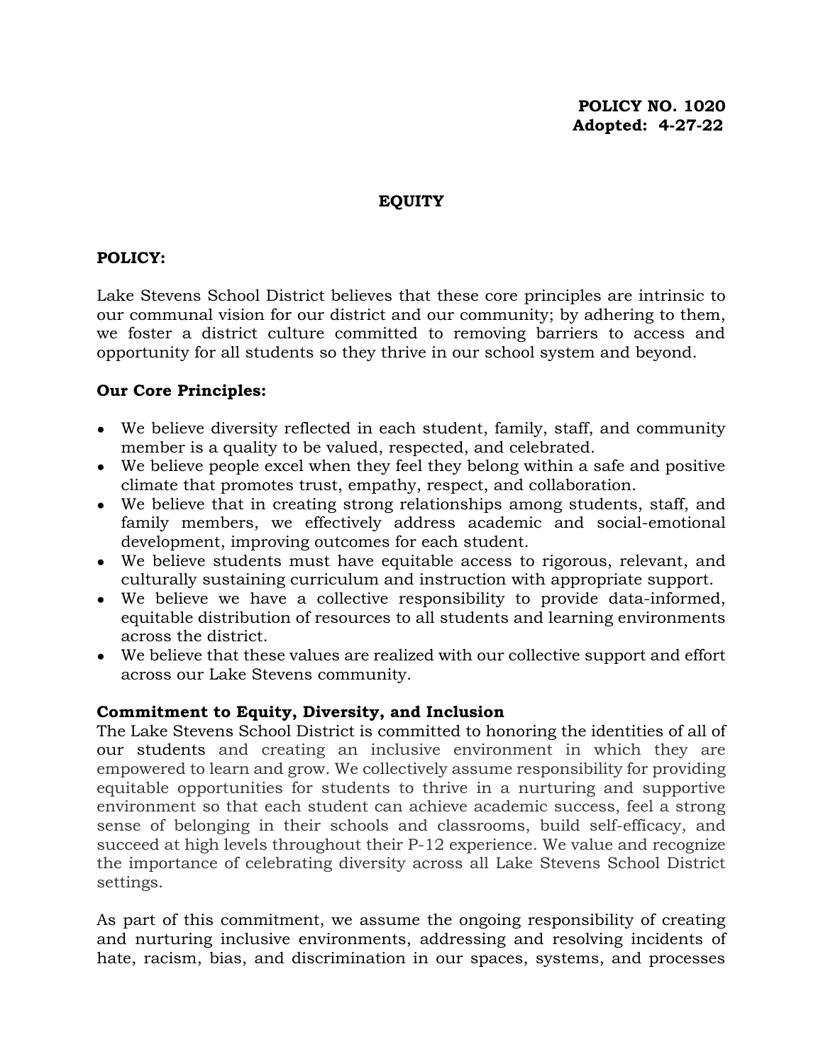**POLICY NO. 1020**
**Adopted: 4-27-22**

# EQUITY

**POLICY:**

Lake Stevens School District believes that these core principles are intrinsic to our communal vision for our district and our community; by adhering to them, we foster a district culture committed to removing barriers to access and opportunity for all students so they thrive in our school system and beyond.

**Our Core Principles:**

- We believe diversity reflected in each student, family, staff, and community member is a quality to be valued, respected, and celebrated.
- We believe people excel when they feel they belong within a safe and positive climate that promotes trust, empathy, respect, and collaboration.
- We believe that in creating strong relationships among students, staff, and family members, we effectively address academic and social-emotional development, improving outcomes for each student.
- We believe students must have equitable access to rigorous, relevant, and culturally sustaining curriculum and instruction with appropriate support.
- We believe we have a collective responsibility to provide data-informed, equitable distribution of resources to all students and learning environments across the district.
- We believe that these values are realized with our collective support and effort across our Lake Stevens community.

**Commitment to Equity, Diversity, and Inclusion**

The Lake Stevens School District is committed to honoring the identities of all of our students and creating an inclusive environment in which they are empowered to learn and grow. We collectively assume responsibility for providing equitable opportunities for students to thrive in a nurturing and supportive environment so that each student can achieve academic success, feel a strong sense of belonging in their schools and classrooms, build self-efficacy, and succeed at high levels throughout their P-12 experience. We value and recognize the importance of celebrating diversity across all Lake Stevens School District settings.

As part of this commitment, we assume the ongoing responsibility of creating and nurturing inclusive environments, addressing and resolving incidents of hate, racism, bias, and discrimination in our spaces, systems, and processes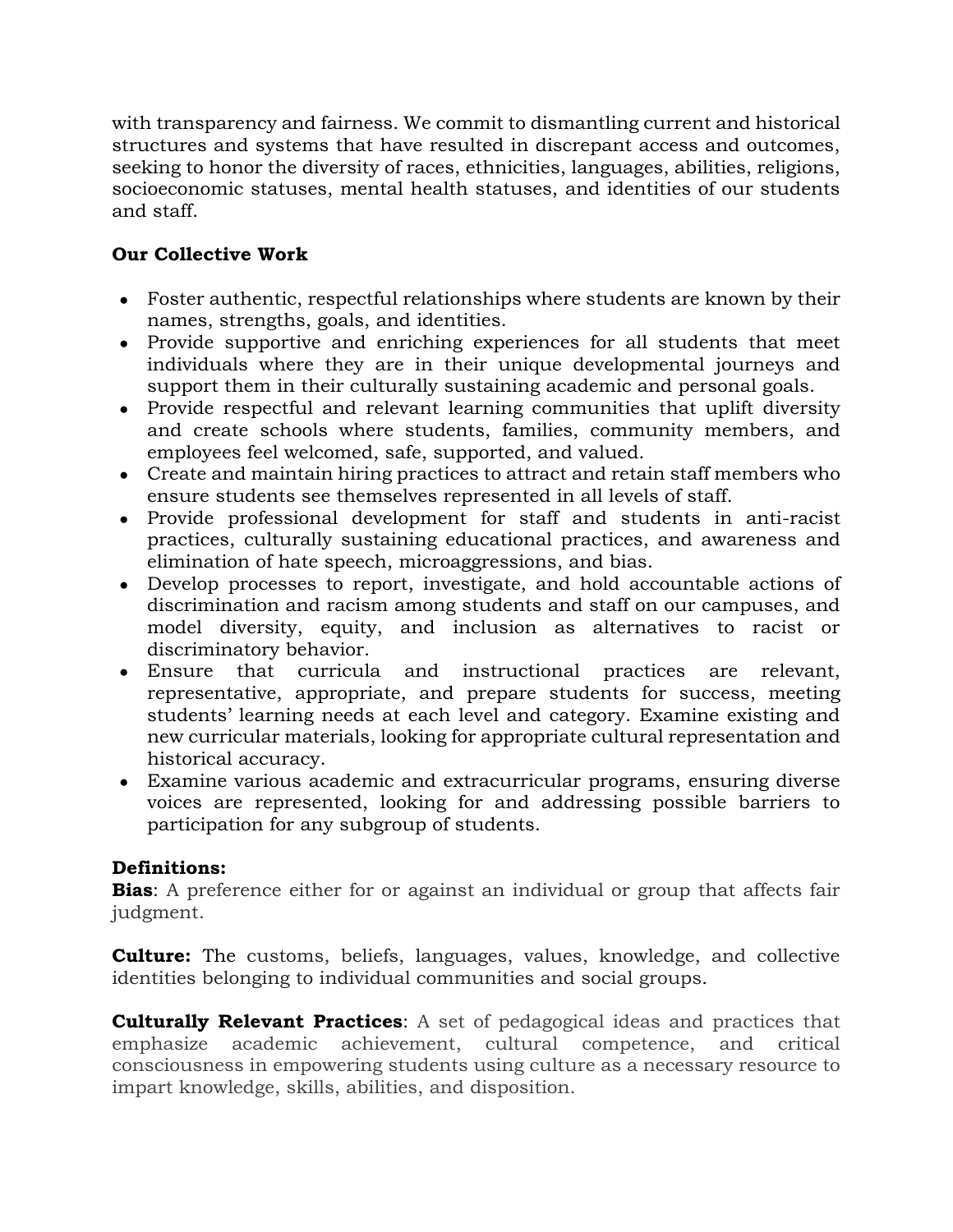with transparency and fairness. We commit to dismantling current and historical structures and systems that have resulted in discrepant access and outcomes, seeking to honor the diversity of races, ethnicities, languages, abilities, religions, socioeconomic statuses, mental health statuses, and identities of our students and staff.

**Our Collective Work**

- Foster authentic, respectful relationships where students are known by their names, strengths, goals, and identities.
- Provide supportive and enriching experiences for all students that meet individuals where they are in their unique developmental journeys and support them in their culturally sustaining academic and personal goals.
- Provide respectful and relevant learning communities that uplift diversity and create schools where students, families, community members, and employees feel welcomed, safe, supported, and valued.
- Create and maintain hiring practices to attract and retain staff members who ensure students see themselves represented in all levels of staff.
- Provide professional development for staff and students in anti-racist practices, culturally sustaining educational practices, and awareness and elimination of hate speech, microaggressions, and bias.
- Develop processes to report, investigate, and hold accountable actions of discrimination and racism among students and staff on our campuses, and model diversity, equity, and inclusion as alternatives to racist or discriminatory behavior.
- Ensure that curricula and instructional practices are relevant, representative, appropriate, and prepare students for success, meeting students' learning needs at each level and category. Examine existing and new curricular materials, looking for appropriate cultural representation and historical accuracy.
- Examine various academic and extracurricular programs, ensuring diverse voices are represented, looking for and addressing possible barriers to participation for any subgroup of students.

**Definitions:**

**Bias**: A preference either for or against an individual or group that affects fair judgment.

**Culture:** The customs, beliefs, languages, values, knowledge, and collective identities belonging to individual communities and social groups.

**Culturally Relevant Practices**: A set of pedagogical ideas and practices that emphasize academic achievement, cultural competence, and critical consciousness in empowering students using culture as a necessary resource to impart knowledge, skills, abilities, and disposition.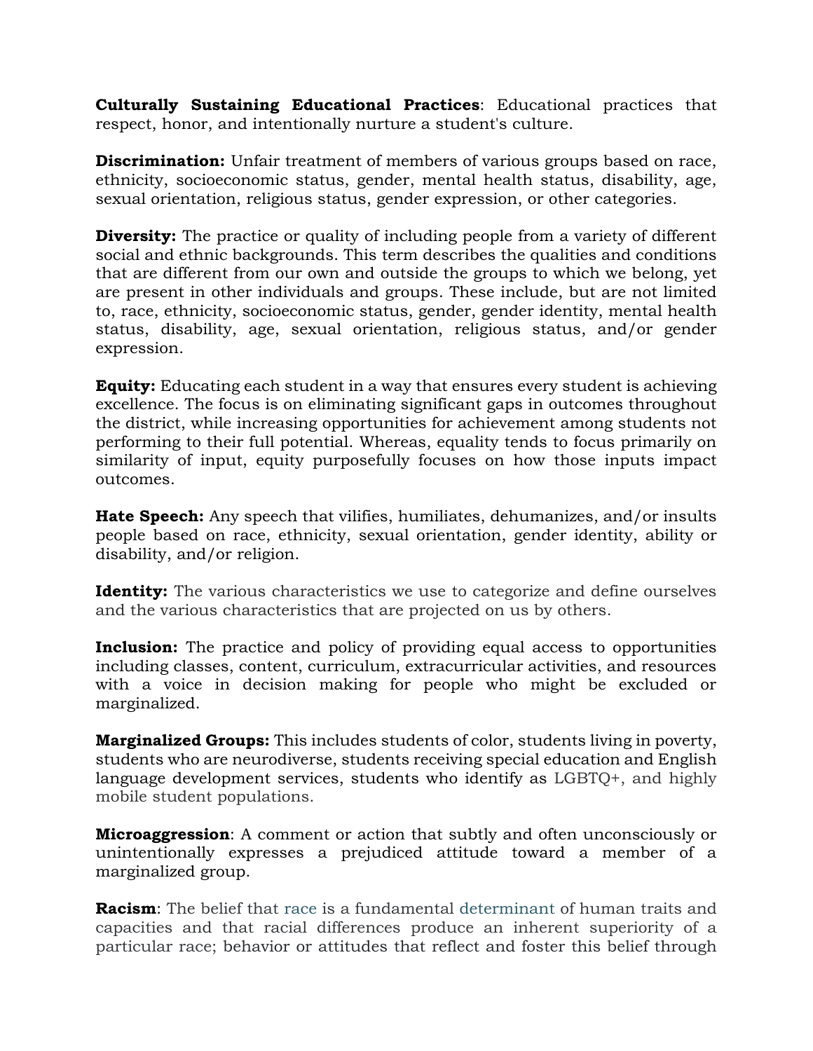**Culturally Sustaining Educational Practices**: Educational practices that respect, honor, and intentionally nurture a student's culture.

**Discrimination:** Unfair treatment of members of various groups based on race, ethnicity, socioeconomic status, gender, mental health status, disability, age, sexual orientation, religious status, gender expression, or other categories.

**Diversity:** The practice or quality of including people from a variety of different social and ethnic backgrounds. This term describes the qualities and conditions that are different from our own and outside the groups to which we belong, yet are present in other individuals and groups. These include, but are not limited to, race, ethnicity, socioeconomic status, gender, gender identity, mental health status, disability, age, sexual orientation, religious status, and/or gender expression.

**Equity:** Educating each student in a way that ensures every student is achieving excellence. The focus is on eliminating significant gaps in outcomes throughout the district, while increasing opportunities for achievement among students not performing to their full potential. Whereas, equality tends to focus primarily on similarity of input, equity purposefully focuses on how those inputs impact outcomes.

**Hate Speech:** Any speech that vilifies, humiliates, dehumanizes, and/or insults people based on race, ethnicity, sexual orientation, gender identity, ability or disability, and/or religion.

**Identity:** The various characteristics we use to categorize and define ourselves and the various characteristics that are projected on us by others.

**Inclusion:** The practice and policy of providing equal access to opportunities including classes, content, curriculum, extracurricular activities, and resources with a voice in decision making for people who might be excluded or marginalized.

**Marginalized Groups:** This includes students of color, students living in poverty, students who are neurodiverse, students receiving special education and English language development services, students who identify as LGBTQ+, and highly mobile student populations.

**Microaggression**: A comment or action that subtly and often unconsciously or unintentionally expresses a prejudiced attitude toward a member of a marginalized group.

**Racism**: The belief that race is a fundamental determinant of human traits and capacities and that racial differences produce an inherent superiority of a particular race; behavior or attitudes that reflect and foster this belief through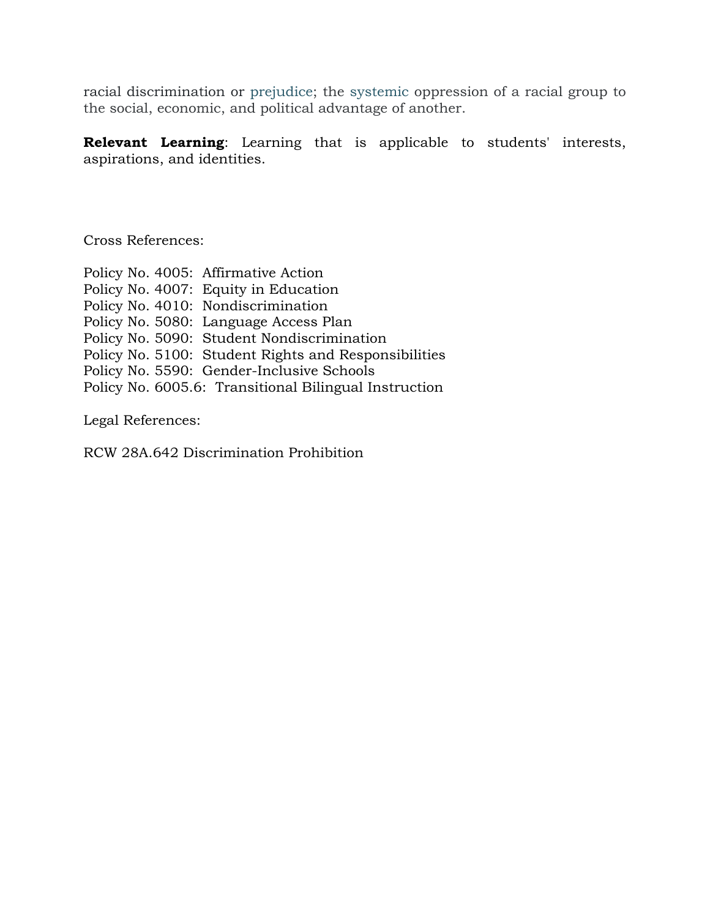racial discrimination or prejudice; the systemic oppression of a racial group to the social, economic, and political advantage of another.

**Relevant Learning**: Learning that is applicable to students' interests, aspirations, and identities.

Cross References:

Policy No. 4005: Affirmative Action  
Policy No. 4007: Equity in Education  
Policy No. 4010: Nondiscrimination  
Policy No. 5080: Language Access Plan  
Policy No. 5090: Student Nondiscrimination  
Policy No. 5100: Student Rights and Responsibilities  
Policy No. 5590: Gender-Inclusive Schools  
Policy No. 6005.6: Transitional Bilingual Instruction

Legal References:

RCW 28A.642 Discrimination Prohibition